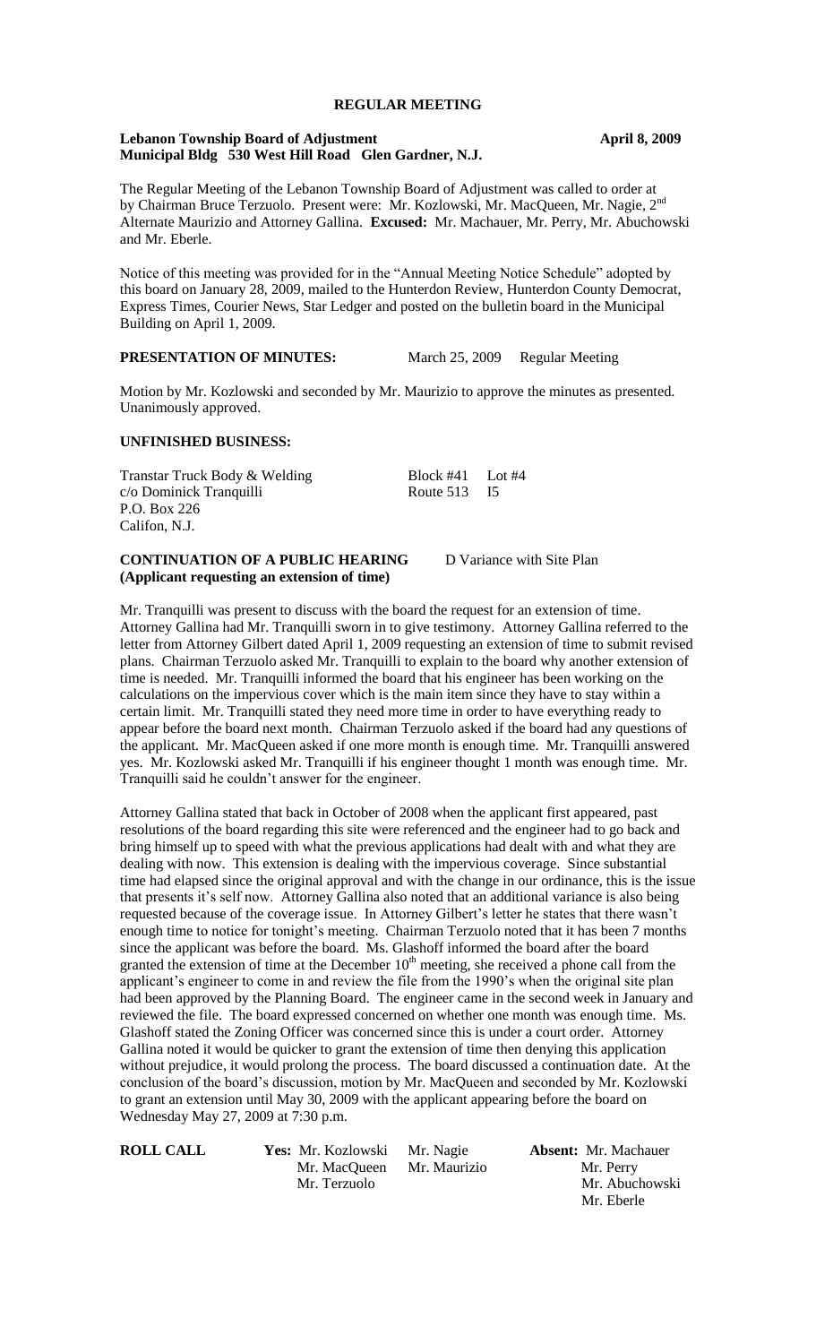# REGULAR MEETING

**Lebanon Township Board of Adjustment** **April 8, 2009**
**Municipal Bldg 530 West Hill Road Glen Gardner, N.J.**

The Regular Meeting of the Lebanon Township Board of Adjustment was called to order at by Chairman Bruce Terzuolo. Present were: Mr. Kozlowski, Mr. MacQueen, Mr. Nagie, 2nd Alternate Maurizio and Attorney Gallina. **Excused:** Mr. Machauer, Mr. Perry, Mr. Abuchowski and Mr. Eberle.

Notice of this meeting was provided for in the "Annual Meeting Notice Schedule" adopted by this board on January 28, 2009, mailed to the Hunterdon Review, Hunterdon County Democrat, Express Times, Courier News, Star Ledger and posted on the bulletin board in the Municipal Building on April 1, 2009.

**PRESENTATION OF MINUTES:** March 25, 2009 Regular Meeting

Motion by Mr. Kozlowski and seconded by Mr. Maurizio to approve the minutes as presented. Unanimously approved.

**UNFINISHED BUSINESS:**

Transtar Truck Body & Welding — Block #41 Lot #4
c/o Dominick Tranquilli — Route 513 I5
P.O. Box 226
Califon, N.J.

**CONTINUATION OF A PUBLIC HEARING** D Variance with Site Plan
**(Applicant requesting an extension of time)**

Mr. Tranquilli was present to discuss with the board the request for an extension of time. Attorney Gallina had Mr. Tranquilli sworn in to give testimony. Attorney Gallina referred to the letter from Attorney Gilbert dated April 1, 2009 requesting an extension of time to submit revised plans. Chairman Terzuolo asked Mr. Tranquilli to explain to the board why another extension of time is needed. Mr. Tranquilli informed the board that his engineer has been working on the calculations on the impervious cover which is the main item since they have to stay within a certain limit. Mr. Tranquilli stated they need more time in order to have everything ready to appear before the board next month. Chairman Terzuolo asked if the board had any questions of the applicant. Mr. MacQueen asked if one more month is enough time. Mr. Tranquilli answered yes. Mr. Kozlowski asked Mr. Tranquilli if his engineer thought 1 month was enough time. Mr. Tranquilli said he couldn't answer for the engineer.

Attorney Gallina stated that back in October of 2008 when the applicant first appeared, past resolutions of the board regarding this site were referenced and the engineer had to go back and bring himself up to speed with what the previous applications had dealt with and what they are dealing with now. This extension is dealing with the impervious coverage. Since substantial time had elapsed since the original approval and with the change in our ordinance, this is the issue that presents it's self now. Attorney Gallina also noted that an additional variance is also being requested because of the coverage issue. In Attorney Gilbert's letter he states that there wasn't enough time to notice for tonight's meeting. Chairman Terzuolo noted that it has been 7 months since the applicant was before the board. Ms. Glashoff informed the board after the board granted the extension of time at the December 10th meeting, she received a phone call from the applicant's engineer to come in and review the file from the 1990's when the original site plan had been approved by the Planning Board. The engineer came in the second week in January and reviewed the file. The board expressed concerned on whether one month was enough time. Ms. Glashoff stated the Zoning Officer was concerned since this is under a court order. Attorney Gallina noted it would be quicker to grant the extension of time then denying this application without prejudice, it would prolong the process. The board discussed a continuation date. At the conclusion of the board's discussion, motion by Mr. MacQueen and seconded by Mr. Kozlowski to grant an extension until May 30, 2009 with the applicant appearing before the board on Wednesday May 27, 2009 at 7:30 p.m.

| ROLL CALL | Yes: | | Absent: |
|---|---|---|---|
| | Mr. Kozlowski | Mr. Nagie | Mr. Machauer |
| | Mr. MacQueen | Mr. Maurizio | Mr. Perry |
| | Mr. Terzuolo | | Mr. Abuchowski |
| | | | Mr. Eberle |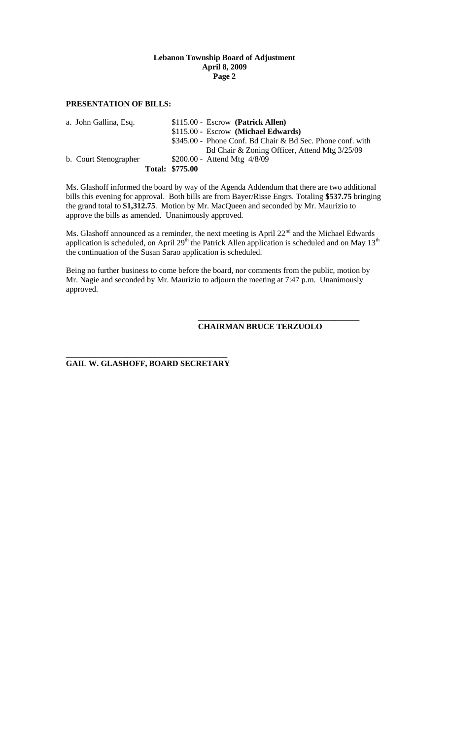## PRESENTATION OF BILLS:

| | | |
|---|---|---|
| a. John Gallina, Esq. | $115.00 - Escrow **(Patrick Allen)** | |
| | $115.00 - Escrow **(Michael Edwards)** | |
| | $345.00 - Phone Conf. Bd Chair & Bd Sec. Phone conf. with Bd Chair & Zoning Officer, Attend Mtg 3/25/09 | |
| b. Court Stenographer | $200.00 - Attend Mtg 4/8/09 | |
| **Total:** | **$775.00** | |

Ms. Glashoff informed the board by way of the Agenda Addendum that there are two additional bills this evening for approval. Both bills are from Bayer/Risse Engrs. Totaling **$537.75** bringing the grand total to **$1,312.75**. Motion by Mr. MacQueen and seconded by Mr. Maurizio to approve the bills as amended. Unanimously approved.

Ms. Glashoff announced as a reminder, the next meeting is April 22nd and the Michael Edwards application is scheduled, on April 29th the Patrick Allen application is scheduled and on May 13th the continuation of the Susan Sarao application is scheduled.

Being no further business to come before the board, nor comments from the public, motion by Mr. Nagie and seconded by Mr. Maurizio to adjourn the meeting at 7:47 p.m. Unanimously approved.

\_\_\_\_\_\_\_\_\_\_\_\_\_\_\_\_\_\_\_\_\_\_\_\_\_\_\_\_\_\_\_\_\_\_\_\_\_\_\_

**CHAIRMAN BRUCE TERZUOLO**

\_\_\_\_\_\_\_\_\_\_\_\_\_\_\_\_\_\_\_\_\_\_\_\_\_\_\_\_\_\_\_\_\_\_\_\_\_\_\_

**GAIL W. GLASHOFF, BOARD SECRETARY**